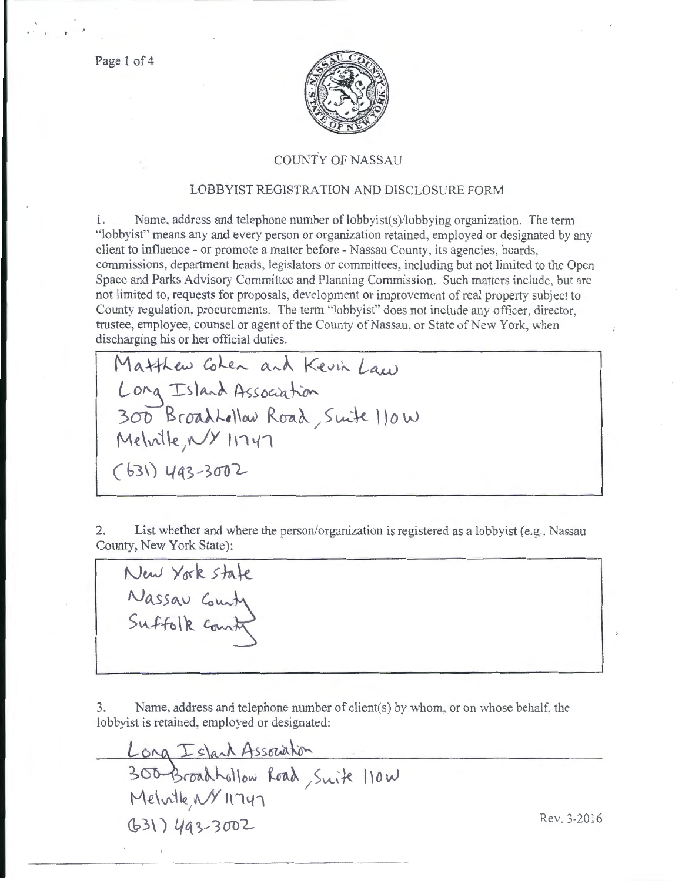# COUNTY OF NASSAU

## LOBBYIST REGISTRATION AND DISCLOSURE FORM

1. Name, address and telephone number of lobbyist(s)/lobbying organization. The term "lobbyist" means any and every person or organization retained, employed or designated by any client to influence - or promote a matter before - Nassau County, its agencies, boards, commissions, department heads, legislators or committees, including but not limited to the Open Space and Parks Advisory Committee and Planning Commission. Such matters include, but are not limited to, requests for proposals, development or improvement of real property subject to County regulation, procurements. The term "lobbyist" does not include any officer, director, trustee, employee, counsel or agent of the County of Nassau, or State of New York, when discharging his or her official duties.

Matthew Cohen and Kevin Law
Long Island Association
300 Broadhollow Road, Suite 110W
Melville, NY 11747
(631) 493-3002

2. List whether and where the person/organization is registered as a lobbyist (e.g., Nassau County, New York State):

New York State
Nassau County
Suffolk County

3. Name, address and telephone number of client(s) by whom, or on whose behalf, the lobbyist is retained, employed or designated:

Long Island Association
300 Broadhollow Road, Suite 110W
Melville, NY 11747
(631) 493-3002

Rev. 3-2016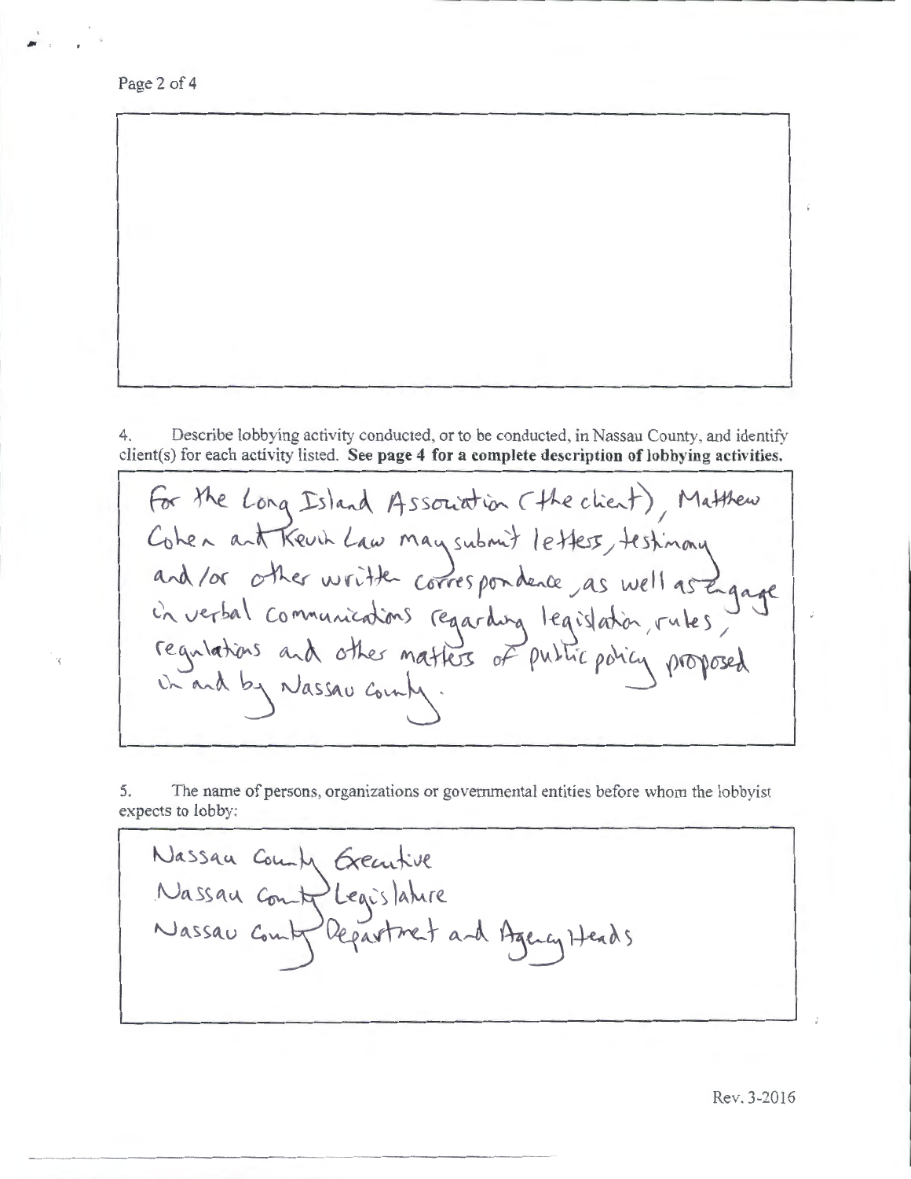4. Describe lobbying activity conducted, or to be conducted, in Nassau County, and identify client(s) for each activity listed. **See page 4 for a complete description of lobbying activities.**

For the Long Island Association (the client), Matthew Cohen and Kevin Law may submit letters, testimony and/or other written correspondence, as well as engage in verbal communications regarding legislation, rules, regulations and other matters of public policy proposed in and by Nassau County.

5. The name of persons, organizations or governmental entities before whom the lobbyist expects to lobby:

Nassau County Executive
Nassau County Legislature
Nassau County Department and Agency Heads

Rev. 3-2016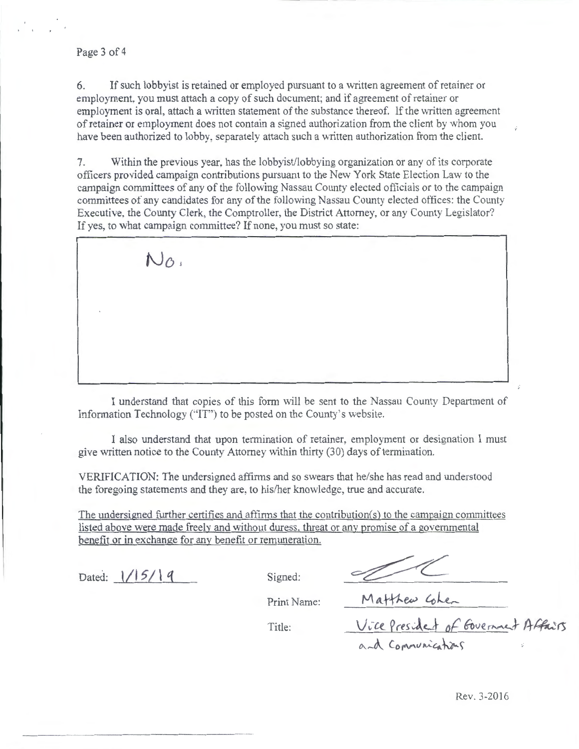6. If such lobbyist is retained or employed pursuant to a written agreement of retainer or employment, you must attach a copy of such document; and if agreement of retainer or employment is oral, attach a written statement of the substance thereof. If the written agreement of retainer or employment does not contain a signed authorization from the client by whom you have been authorized to lobby, separately attach such a written authorization from the client.

7. Within the previous year, has the lobbyist/lobbying organization or any of its corporate officers provided campaign contributions pursuant to the New York State Election Law to the campaign committees of any of the following Nassau County elected officials or to the campaign committees of any candidates for any of the following Nassau County elected offices: the County Executive, the County Clerk, the Comptroller, the District Attorney, or any County Legislator? If yes, to what campaign committee? If none, you must so state:

No.

I understand that copies of this form will be sent to the Nassau County Department of Information Technology ("IT") to be posted on the County's website.

I also understand that upon termination of retainer, employment or designation I must give written notice to the County Attorney within thirty (30) days of termination.

VERIFICATION: The undersigned affirms and so swears that he/she has read and understood the foregoing statements and they are, to his/her knowledge, true and accurate.

<u>The undersigned further certifies and affirms that the contribution(s) to the campaign committees listed above were made freely and without duress, threat or any promise of a governmental benefit or in exchange for any benefit or remuneration.</u>

Dated: 1/15/19

Signed: [signature]

Print Name: Matthew Cohen

Title: Vice President of Government Affairs and Communications

Rev. 3-2016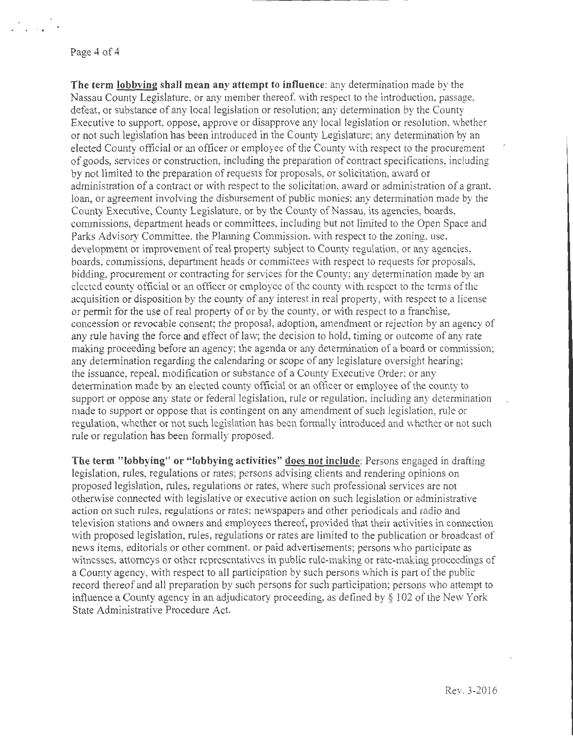**The term lobbying shall mean any attempt to influence**: any determination made by the Nassau County Legislature, or any member thereof, with respect to the introduction, passage, defeat, or substance of any local legislation or resolution; any determination by the County Executive to support, oppose, approve or disapprove any local legislation or resolution, whether or not such legislation has been introduced in the County Legislature; any determination by an elected County official or an officer or employee of the County with respect to the procurement of goods, services or construction, including the preparation of contract specifications, including by not limited to the preparation of requests for proposals, or solicitation, award or administration of a contract or with respect to the solicitation, award or administration of a grant, loan, or agreement involving the disbursement of public monies; any determination made by the County Executive, County Legislature, or by the County of Nassau, its agencies, boards, commissions, department heads or committees, including but not limited to the Open Space and Parks Advisory Committee, the Planning Commission, with respect to the zoning, use, development or improvement of real property subject to County regulation, or any agencies, boards, commissions, department heads or committees with respect to requests for proposals, bidding, procurement or contracting for services for the County; any determination made by an elected county official or an officer or employee of the county with respect to the terms of the acquisition or disposition by the county of any interest in real property, with respect to a license or permit for the use of real property of or by the county, or with respect to a franchise, concession or revocable consent; the proposal, adoption, amendment or rejection by an agency of any rule having the force and effect of law; the decision to hold, timing or outcome of any rate making proceeding before an agency; the agenda or any determination of a board or commission; any determination regarding the calendaring or scope of any legislature oversight hearing; the issuance, repeal, modification or substance of a County Executive Order; or any determination made by an elected county official or an officer or employee of the county to support or oppose any state or federal legislation, rule or regulation, including any determination made to support or oppose that is contingent on any amendment of such legislation, rule or regulation, whether or not such legislation has been formally introduced and whether or not such rule or regulation has been formally proposed.

**The term "lobbying" or "lobbying activities" does not include**: Persons engaged in drafting legislation, rules, regulations or rates; persons advising clients and rendering opinions on proposed legislation, rules, regulations or rates, where such professional services are not otherwise connected with legislative or executive action on such legislation or administrative action on such rules, regulations or rates; newspapers and other periodicals and radio and television stations and owners and employees thereof, provided that their activities in connection with proposed legislation, rules, regulations or rates are limited to the publication or broadcast of news items, editorials or other comment, or paid advertisements; persons who participate as witnesses, attorneys or other representatives in public rule-making or rate-making proceedings of a County agency, with respect to all participation by such persons which is part of the public record thereof and all preparation by such persons for such participation; persons who attempt to influence a County agency in an adjudicatory proceeding, as defined by § 102 of the New York State Administrative Procedure Act.

Rev. 3-2016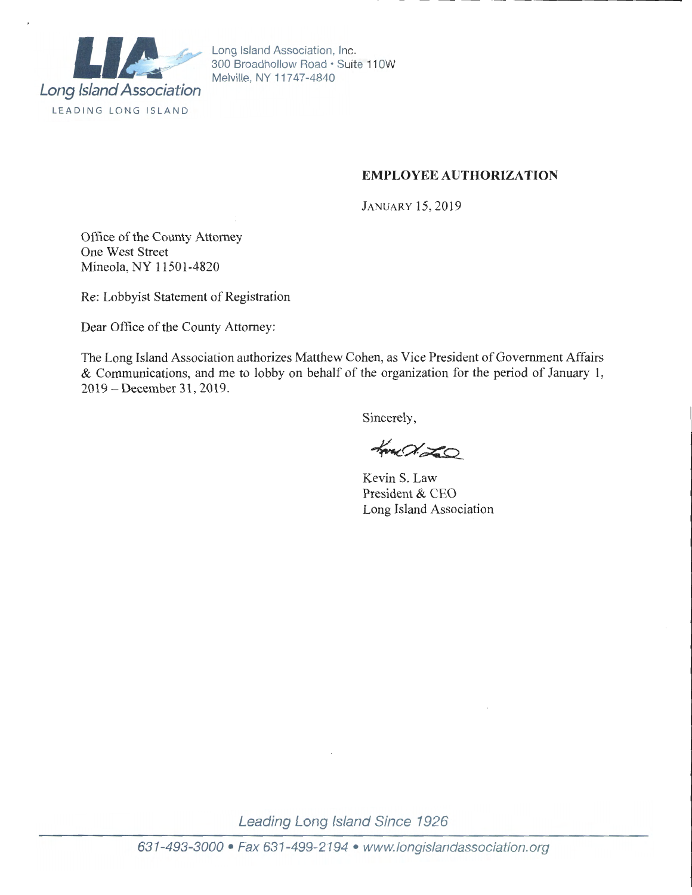Long Island Association

LEADING LONG ISLAND

Long Island Association, Inc.
300 Broadhollow Road • Suite 110W
Melville, NY 11747-4840

**EMPLOYEE AUTHORIZATION**

JANUARY 15, 2019

Office of the County Attorney
One West Street
Mineola, NY 11501-4820

Re: Lobbyist Statement of Registration

Dear Office of the County Attorney:

The Long Island Association authorizes Matthew Cohen, as Vice President of Government Affairs & Communications, and me to lobby on behalf of the organization for the period of January 1, 2019 – December 31, 2019.

Sincerely,

Kevin S. Law
President & CEO
Long Island Association

*Leading Long Island Since 1926*

*631-493-3000 • Fax 631-499-2194 • www.longislandassociation.org*